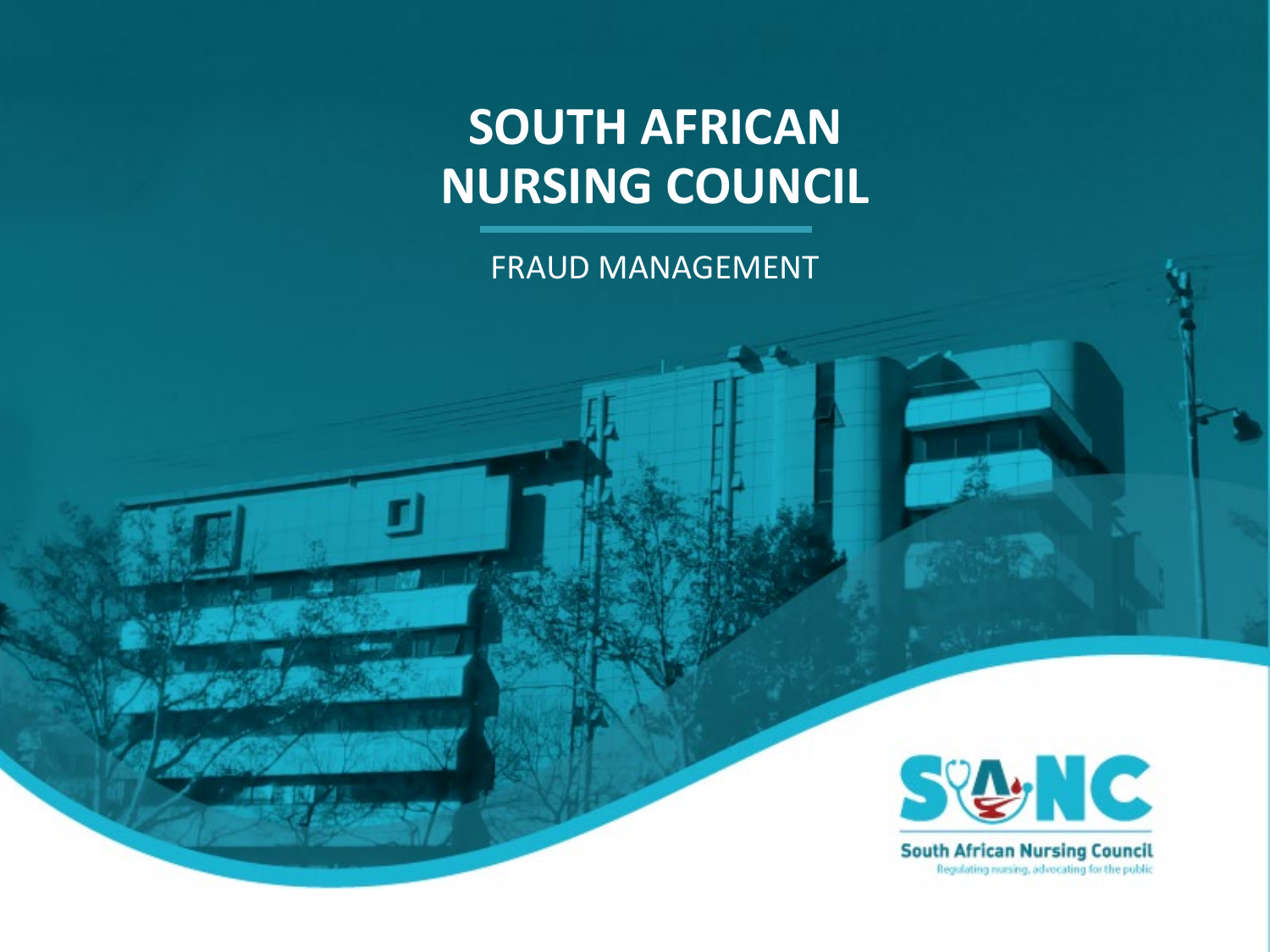# SOUTH AFRICAN NURSING COUNCIL

## FRAUD MANAGEMENT

South African Nursing Council

Regulating nursing, advocating for the public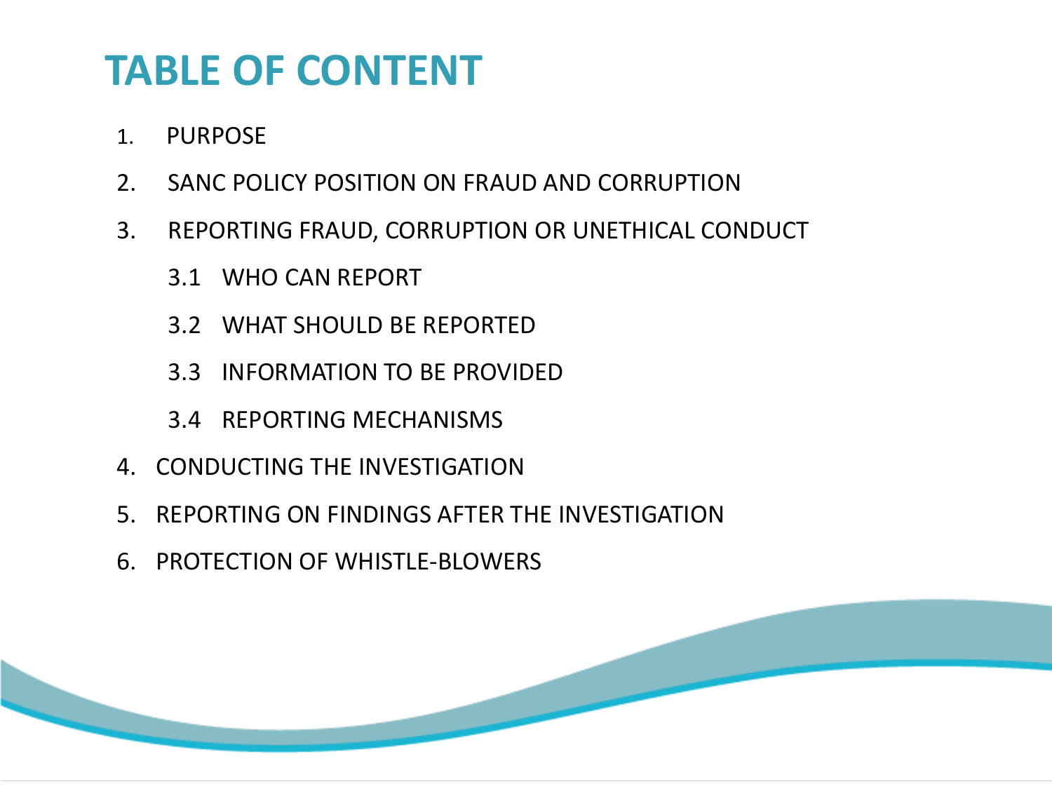# TABLE OF CONTENT

1. PURPOSE
2. SANC POLICY POSITION ON FRAUD AND CORRUPTION
3. REPORTING FRAUD, CORRUPTION OR UNETHICAL CONDUCT
   - 3.1 WHO CAN REPORT
   - 3.2 WHAT SHOULD BE REPORTED
   - 3.3 INFORMATION TO BE PROVIDED
   - 3.4 REPORTING MECHANISMS
4. CONDUCTING THE INVESTIGATION
5. REPORTING ON FINDINGS AFTER THE INVESTIGATION
6. PROTECTION OF WHISTLE-BLOWERS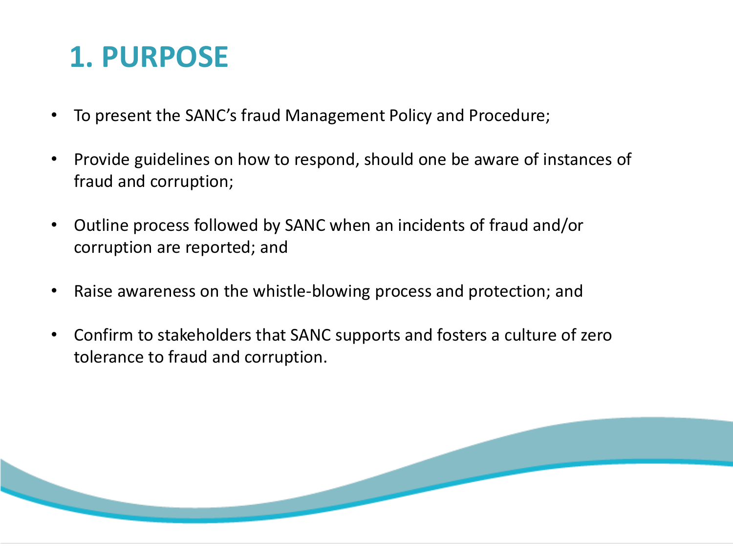# 1. PURPOSE

- To present the SANC's fraud Management Policy and Procedure;
- Provide guidelines on how to respond, should one be aware of instances of fraud and corruption;
- Outline process followed by SANC when an incidents of fraud and/or corruption are reported; and
- Raise awareness on the whistle-blowing process and protection; and
- Confirm to stakeholders that SANC supports and fosters a culture of zero tolerance to fraud and corruption.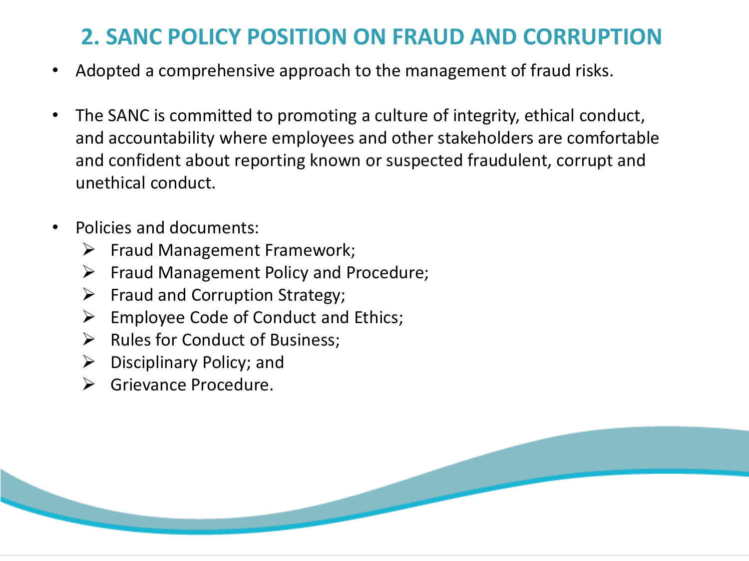## 2. SANC POLICY POSITION ON FRAUD AND CORRUPTION

- Adopted a comprehensive approach to the management of fraud risks.
- The SANC is committed to promoting a culture of integrity, ethical conduct, and accountability where employees and other stakeholders are comfortable and confident about reporting known or suspected fraudulent, corrupt and unethical conduct.
- Policies and documents:
  - Fraud Management Framework;
  - Fraud Management Policy and Procedure;
  - Fraud and Corruption Strategy;
  - Employee Code of Conduct and Ethics;
  - Rules for Conduct of Business;
  - Disciplinary Policy; and
  - Grievance Procedure.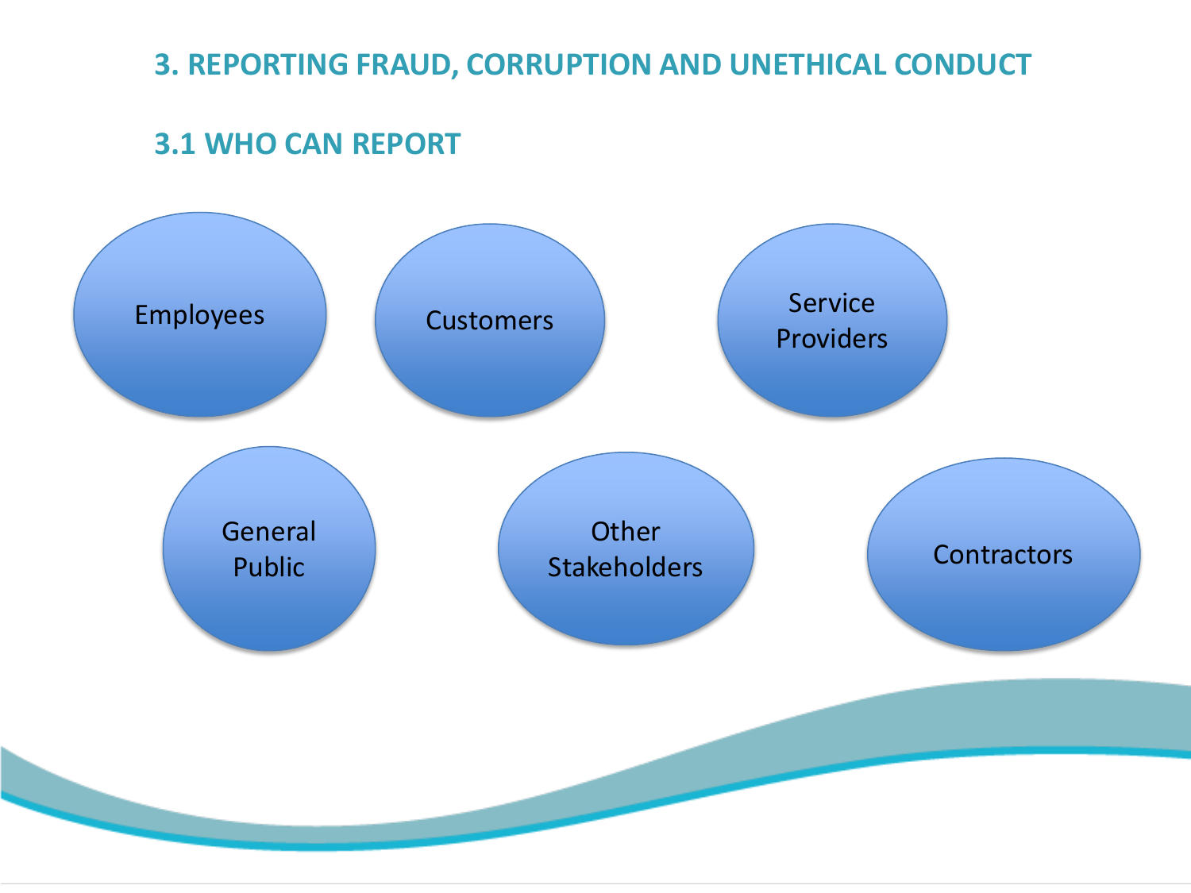## 3. REPORTING FRAUD, CORRUPTION AND UNETHICAL CONDUCT

### 3.1 WHO CAN REPORT

- Employees
- Customers
- Service Providers
- General Public
- Other Stakeholders
- Contractors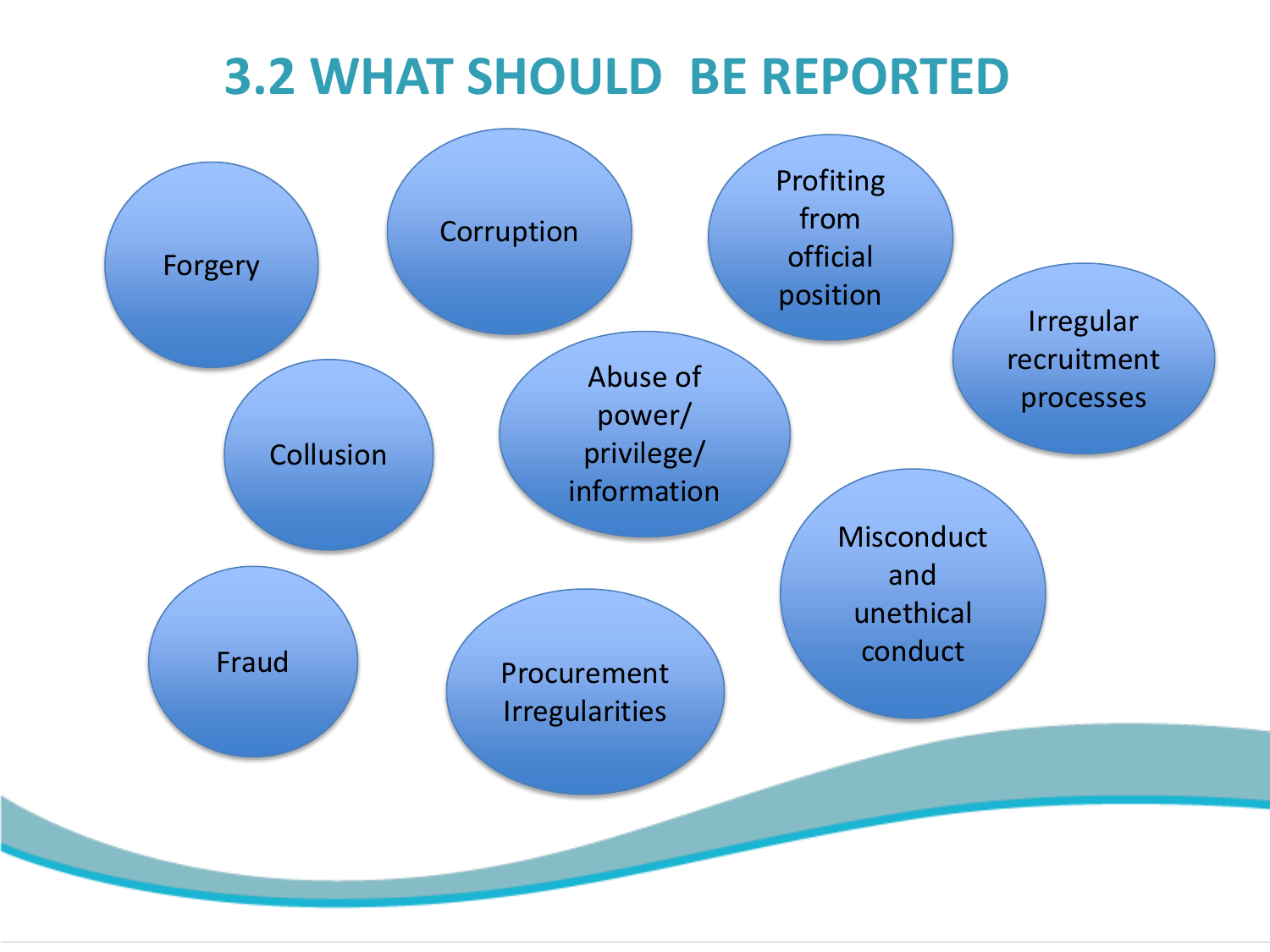# 3.2 WHAT SHOULD BE REPORTED

- Forgery
- Corruption
- Profiting from official position
- Irregular recruitment processes
- Collusion
- Abuse of power/ privilege/ information
- Misconduct and unethical conduct
- Fraud
- Procurement Irregularities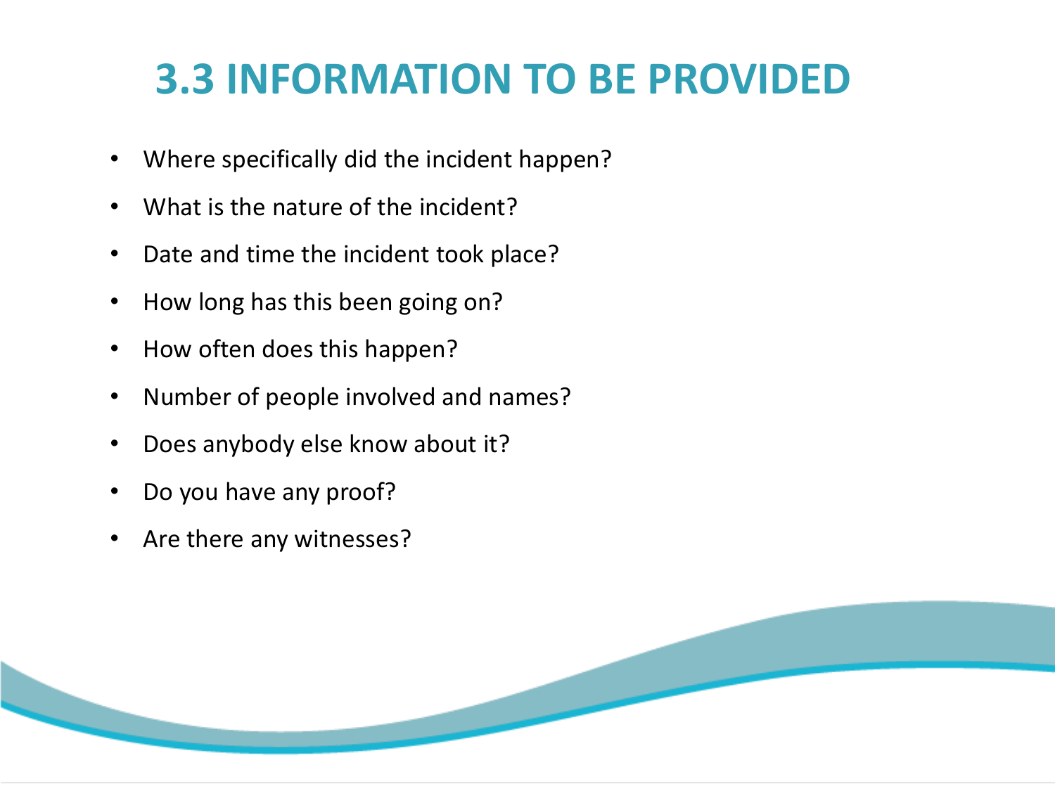# 3.3 INFORMATION TO BE PROVIDED

- Where specifically did the incident happen?
- What is the nature of the incident?
- Date and time the incident took place?
- How long has this been going on?
- How often does this happen?
- Number of people involved and names?
- Does anybody else know about it?
- Do you have any proof?
- Are there any witnesses?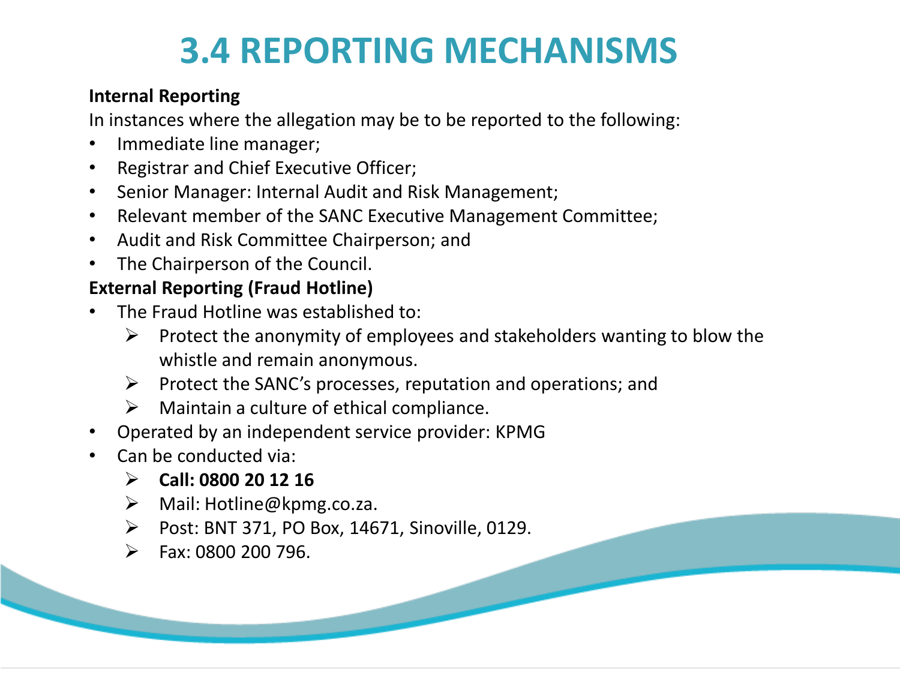# 3.4 REPORTING MECHANISMS

**Internal Reporting**

In instances where the allegation may be to be reported to the following:

- Immediate line manager;
- Registrar and Chief Executive Officer;
- Senior Manager: Internal Audit and Risk Management;
- Relevant member of the SANC Executive Management Committee;
- Audit and Risk Committee Chairperson; and
- The Chairperson of the Council.

**External Reporting (Fraud Hotline)**

- The Fraud Hotline was established to:
  - Protect the anonymity of employees and stakeholders wanting to blow the whistle and remain anonymous.
  - Protect the SANC's processes, reputation and operations; and
  - Maintain a culture of ethical compliance.
- Operated by an independent service provider: KPMG
- Can be conducted via:
  - **Call: 0800 20 12 16**
  - Mail: Hotline@kpmg.co.za.
  - Post: BNT 371, PO Box, 14671, Sinoville, 0129.
  - Fax: 0800 200 796.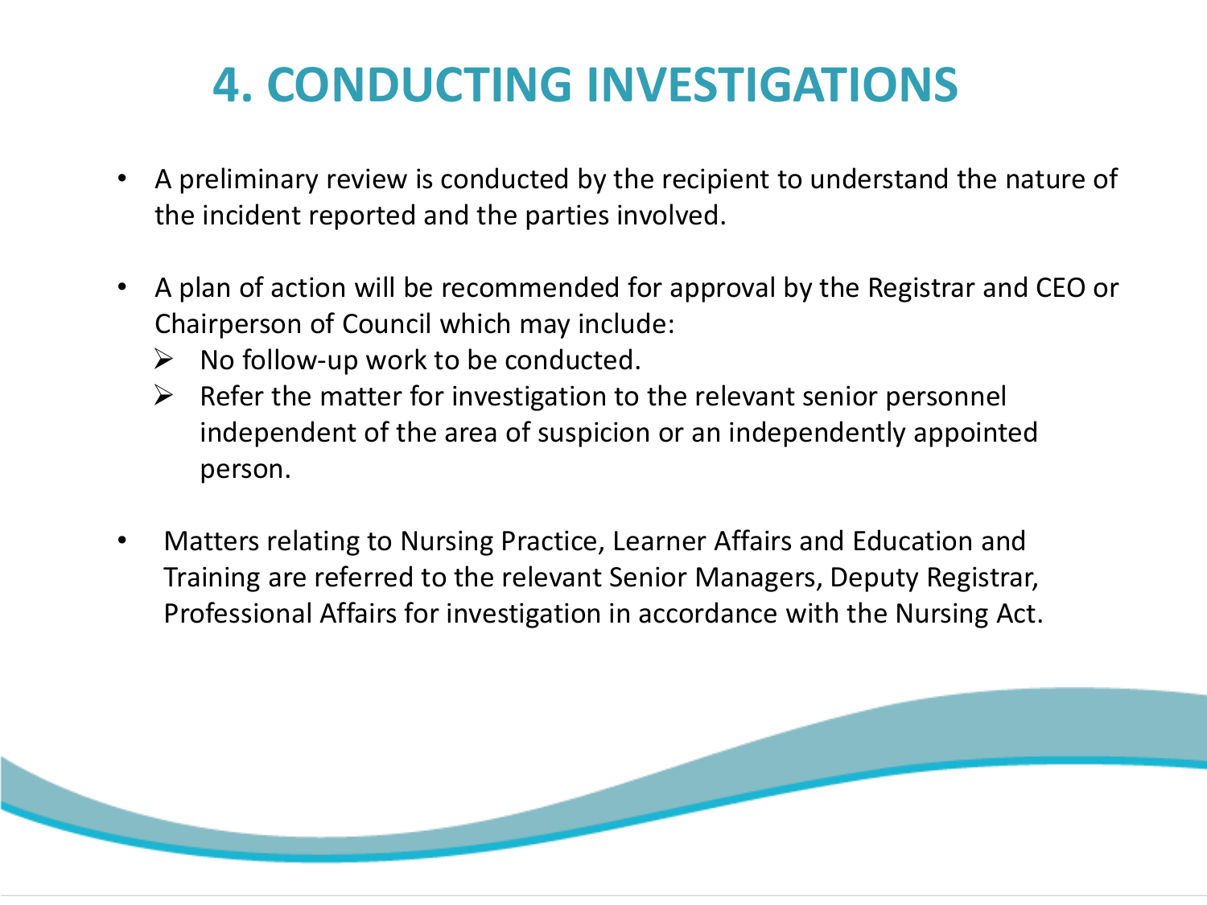# 4. CONDUCTING INVESTIGATIONS

- A preliminary review is conducted by the recipient to understand the nature of the incident reported and the parties involved.

- A plan of action will be recommended for approval by the Registrar and CEO or Chairperson of Council which may include:
  - No follow-up work to be conducted.
  - Refer the matter for investigation to the relevant senior personnel independent of the area of suspicion or an independently appointed person.

- Matters relating to Nursing Practice, Learner Affairs and Education and Training are referred to the relevant Senior Managers, Deputy Registrar, Professional Affairs for investigation in accordance with the Nursing Act.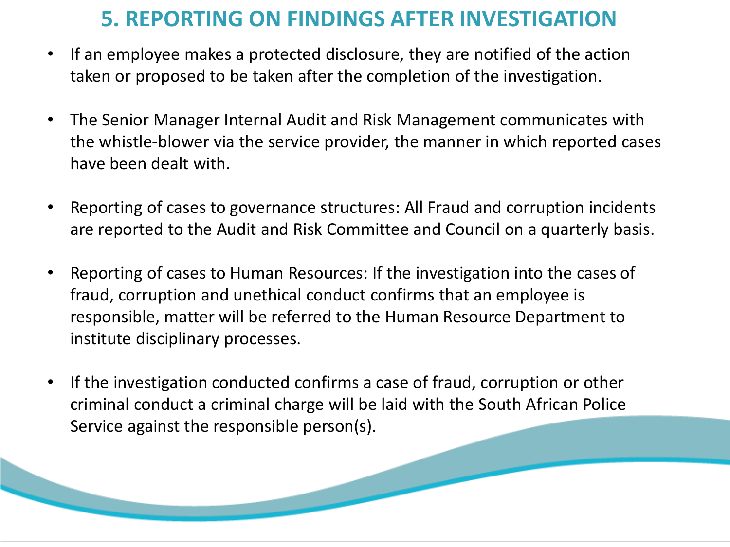# 5. REPORTING ON FINDINGS AFTER INVESTIGATION

- If an employee makes a protected disclosure, they are notified of the action taken or proposed to be taken after the completion of the investigation.

- The Senior Manager Internal Audit and Risk Management communicates with the whistle-blower via the service provider, the manner in which reported cases have been dealt with.

- Reporting of cases to governance structures: All Fraud and corruption incidents are reported to the Audit and Risk Committee and Council on a quarterly basis.

- Reporting of cases to Human Resources: If the investigation into the cases of fraud, corruption and unethical conduct confirms that an employee is responsible, matter will be referred to the Human Resource Department to institute disciplinary processes.

- If the investigation conducted confirms a case of fraud, corruption or other criminal conduct a criminal charge will be laid with the South African Police Service against the responsible person(s).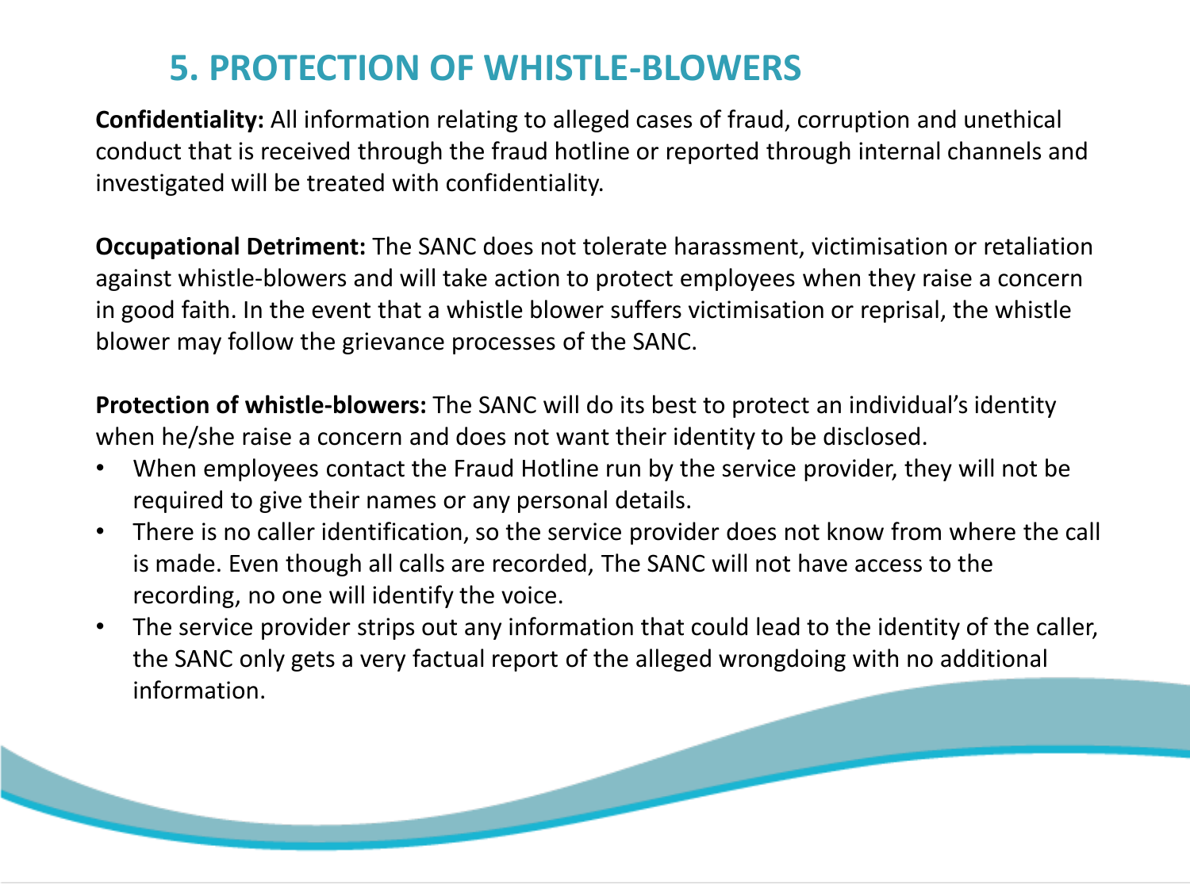## 5. PROTECTION OF WHISTLE-BLOWERS

**Confidentiality:** All information relating to alleged cases of fraud, corruption and unethical conduct that is received through the fraud hotline or reported through internal channels and investigated will be treated with confidentiality.

**Occupational Detriment:** The SANC does not tolerate harassment, victimisation or retaliation against whistle-blowers and will take action to protect employees when they raise a concern in good faith. In the event that a whistle blower suffers victimisation or reprisal, the whistle blower may follow the grievance processes of the SANC.

**Protection of whistle-blowers:** The SANC will do its best to protect an individual's identity when he/she raise a concern and does not want their identity to be disclosed.

- When employees contact the Fraud Hotline run by the service provider, they will not be required to give their names or any personal details.
- There is no caller identification, so the service provider does not know from where the call is made. Even though all calls are recorded, The SANC will not have access to the recording, no one will identify the voice.
- The service provider strips out any information that could lead to the identity of the caller, the SANC only gets a very factual report of the alleged wrongdoing with no additional information.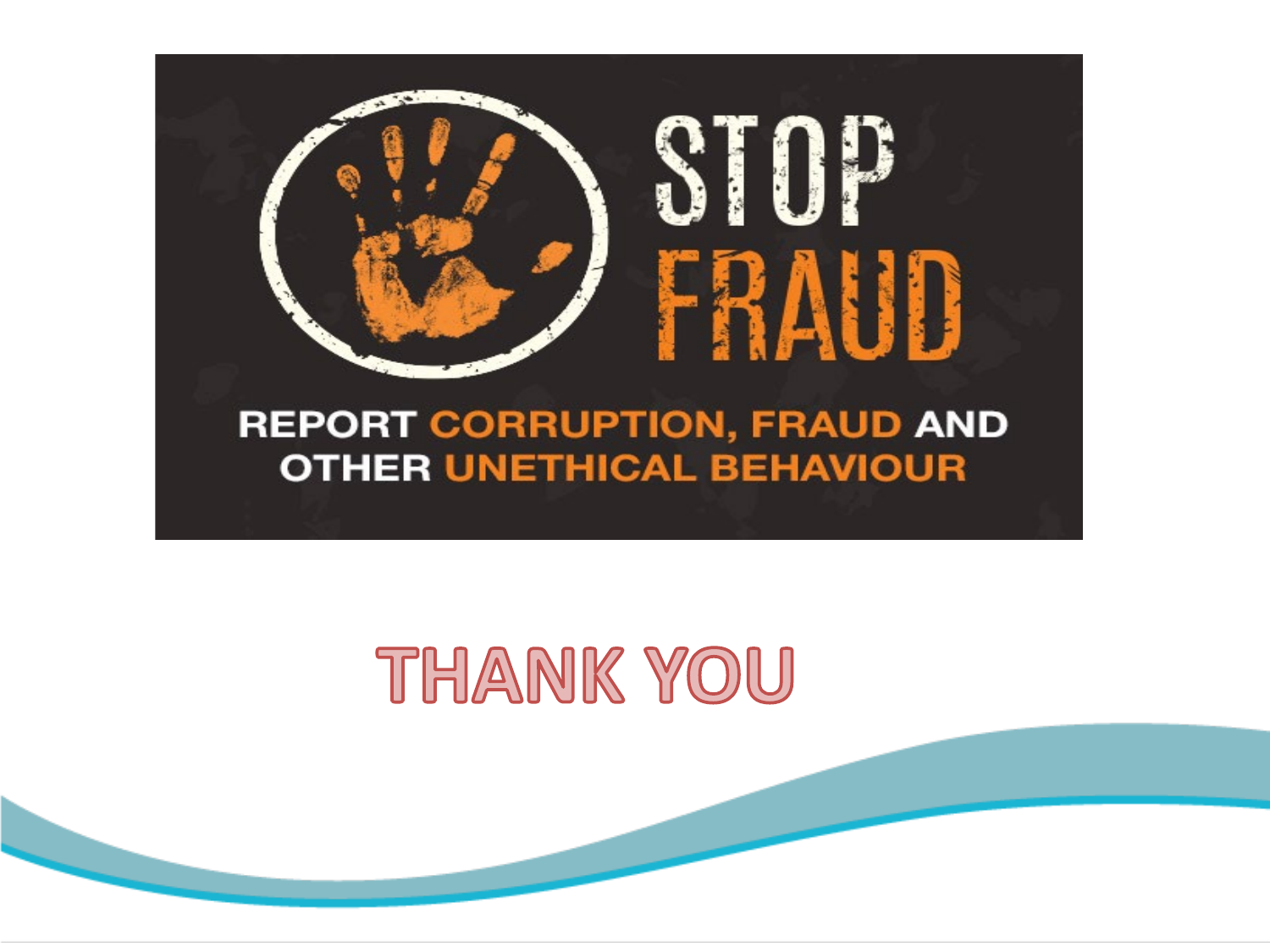STOP FRAUD

REPORT CORRUPTION, FRAUD AND OTHER UNETHICAL BEHAVIOUR

# THANK YOU